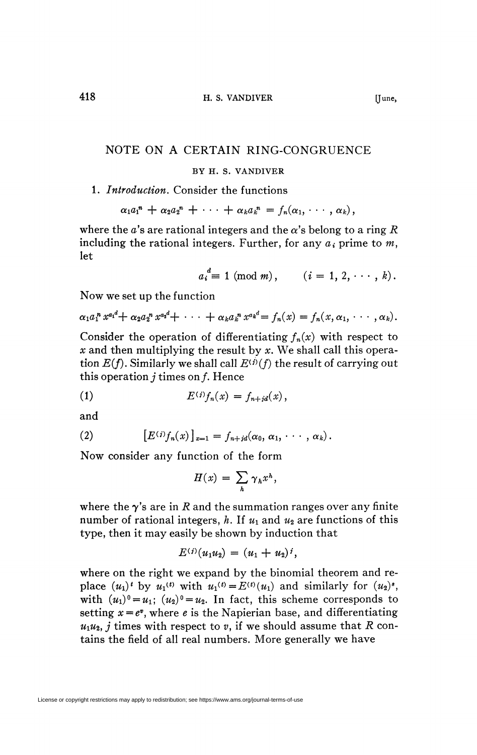# NOTE ON A CERTAIN RING-CONGRUENCE

BY H. S. VANDIVER

1. *Introduction.* Consider the functions

$$\alpha_1 a_1^n + \alpha_2 a_2^n + \cdots + \alpha_k a_k^n = f_n(\alpha_1, \cdots, \alpha_k),$$

where the $a$'s are rational integers and the $\alpha$'s belong to a ring $R$ including the rational integers. Further, for any $a_i$ prime to $m$, let

$$a_i^d \equiv 1 \pmod{m}, \qquad (i = 1, 2, \cdots, k).$$

Now we set up the function

$$\alpha_1 a_1^n x^{a_1^d} + \alpha_2 a_2^n x^{a_2^d} + \cdots + \alpha_k a_k^n x^{a_k^d} = f_n(x) = f_n(x, \alpha_1, \cdots, \alpha_k).$$

Consider the operation of differentiating $f_n(x)$ with respect to $x$ and then multiplying the result by $x$. We shall call this operation $E(f)$. Similarly we shall call $E^{(j)}(f)$ the result of carrying out this operation $j$ times on $f$. Hence

$$E^{(j)} f_n(x) = f_{n+jd}(x), \tag{1}$$

and

$$\left[E^{(j)} f_n(x)\right]_{x=1} = f_{n+jd}(\alpha_0, \alpha_1, \cdots, \alpha_k). \tag{2}$$

Now consider any function of the form

$$H(x) = \sum_h \gamma_h x^h,$$

where the $\gamma$'s are in $R$ and the summation ranges over any finite number of rational integers, $h$. If $u_1$ and $u_2$ are functions of this type, then it may easily be shown by induction that

$$E^{(j)}(u_1 u_2) = (u_1 + u_2)^j,$$

where on the right we expand by the binomial theorem and replace $(u_1)^t$ by $u_1^{(t)}$ with $u_1^{(t)} = E^{(t)}(u_1)$ and similarly for $(u_2)^s$, with $(u_1)^0 = u_1$; $(u_2)^0 = u_2$. In fact, this scheme corresponds to setting $x = e^v$, where $e$ is the Napierian base, and differentiating $u_1 u_2$, $j$ times with respect to $v$, if we should assume that $R$ contains the field of all real numbers. More generally we have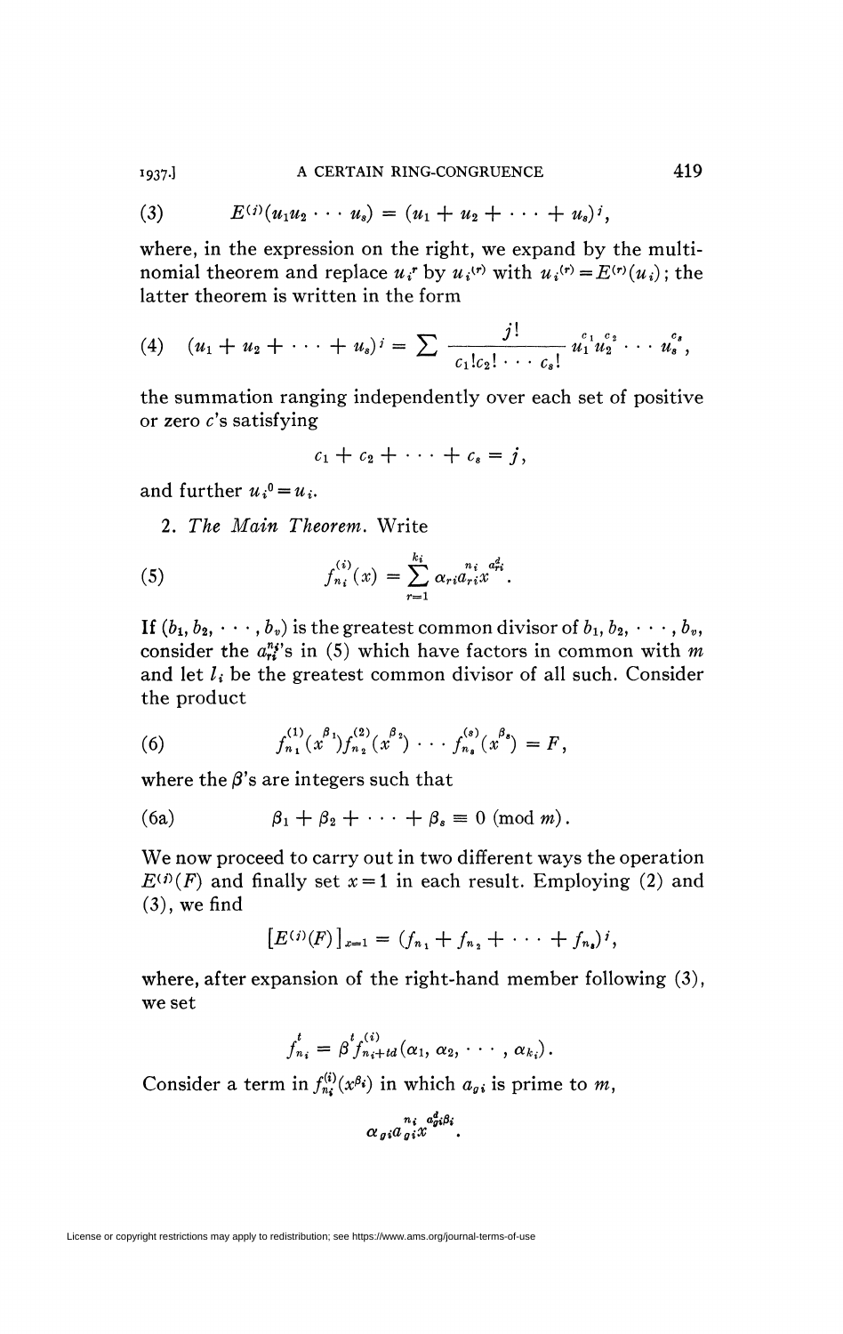$$(3)\qquad E^{(j)}(u_1 u_2 \cdots u_s) = (u_1 + u_2 + \cdots + u_s)^j,$$

where, in the expression on the right, we expand by the multinomial theorem and replace $u_i^r$ by $u_i^{(r)}$ with $u_i^{(r)} = E^{(r)}(u_i)$; the latter theorem is written in the form

$$(4)\qquad (u_1 + u_2 + \cdots + u_s)^j = \sum \frac{j!}{c_1!c_2! \cdots c_s!} u_1^{c_1} u_2^{c_2} \cdots u_s^{c_s},$$

the summation ranging independently over each set of positive or zero $c$'s satisfying

$$c_1 + c_2 + \cdots + c_s = j,$$

and further $u_i^0 = u_i$.

2. *The Main Theorem.* Write

$$(5)\qquad f_{n_i}^{(i)}(x) = \sum_{r=1}^{k_i} \alpha_{ri} a_{ri}^{n_i} x^{a_{ri}^d}.$$

If $(b_1, b_2, \cdots, b_v)$ is the greatest common divisor of $b_1, b_2, \cdots, b_v$, consider the $a_{ri}^{n_i}$'s in (5) which have factors in common with $m$ and let $l_i$ be the greatest common divisor of all such. Consider the product

$$(6)\qquad f_{n_1}^{(1)}(x^{\beta_1}) f_{n_2}^{(2)}(x^{\beta_2}) \cdots f_{n_s}^{(s)}(x^{\beta_s}) = F,$$

where the $\beta$'s are integers such that

$$(6\text{a})\qquad \beta_1 + \beta_2 + \cdots + \beta_s \equiv 0 \pmod{m}.$$

We now proceed to carry out in two different ways the operation $E^{(j)}(F)$ and finally set $x = 1$ in each result. Employing (2) and (3), we find

$$[E^{(j)}(F)]_{x=1} = (f_{n_1} + f_{n_2} + \cdots + f_{n_s})^j,$$

where, after expansion of the right-hand member following (3), we set

$$f_{n_i}^t = \beta^t f_{n_i+td}^{(i)}(\alpha_1, \alpha_2, \cdots, \alpha_{k_i}).$$

Consider a term in $f_{n_i}^{(i)}(x^{\beta_i})$ in which $a_{gi}$ is prime to $m$,

$$\alpha_{gi} a_{gi}^{n_i} x^{a_{gi}^d \beta_i}.$$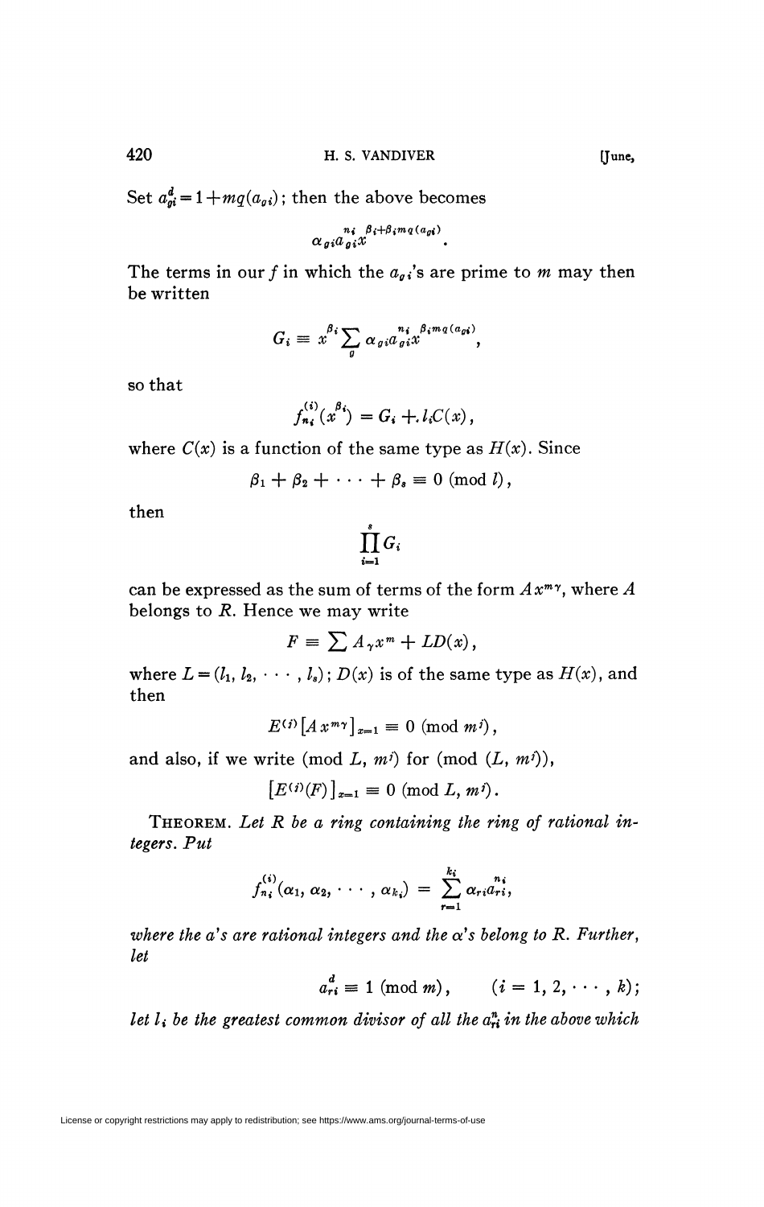Set $a_{gi}^d = 1 + mq(a_{gi})$; then the above becomes

$$\alpha_{gi} a_{gi}^{n_i} x^{\beta_i + \beta_i m q(a_{gi})}.$$

The terms in our $f$ in which the $a_{gi}$'s are prime to $m$ may then be written

$$G_i \equiv x^{\beta_i} \sum_g \alpha_{gi} a_{gi}^{n_i} x^{\beta_i m q(a_{gi})},$$

so that

$$f_{n_i}^{(i)}(x^{\beta_i}) = G_i + l_i C(x),$$

where $C(x)$ is a function of the same type as $H(x)$. Since

$$\beta_1 + \beta_2 + \cdots + \beta_s \equiv 0 \pmod{l},$$

then

$$\prod_{i=1}^{s} G_i$$

can be expressed as the sum of terms of the form $Ax^{m\gamma}$, where $A$ belongs to $R$. Hence we may write

$$F \equiv \sum A_\gamma x^m + LD(x),$$

where $L = (l_1, l_2, \cdots, l_s)$; $D(x)$ is of the same type as $H(x)$, and then

$$E^{(j)}[Ax^{m\gamma}]_{x=1} \equiv 0 \pmod{m^j},$$

and also, if we write (mod $L$, $m^j$) for (mod $(L, m^j)$),

$$[E^{(j)}(F)]_{x=1} \equiv 0 \pmod{L, m^j}.$$

THEOREM. *Let $R$ be a ring containing the ring of rational integers. Put*

$$f_{n_i}^{(i)}(\alpha_1, \alpha_2, \cdots, \alpha_{k_i}) = \sum_{r=1}^{k_i} \alpha_{ri} a_{ri}^{n_i},$$

*where the $a$'s are rational integers and the $\alpha$'s belong to $R$. Further, let*

$$a_{ri}^d \equiv 1 \pmod{m}, \qquad (i = 1, 2, \cdots, k);$$

*let $l_i$ be the greatest common divisor of all the $a_{ri}^n$ in the above which*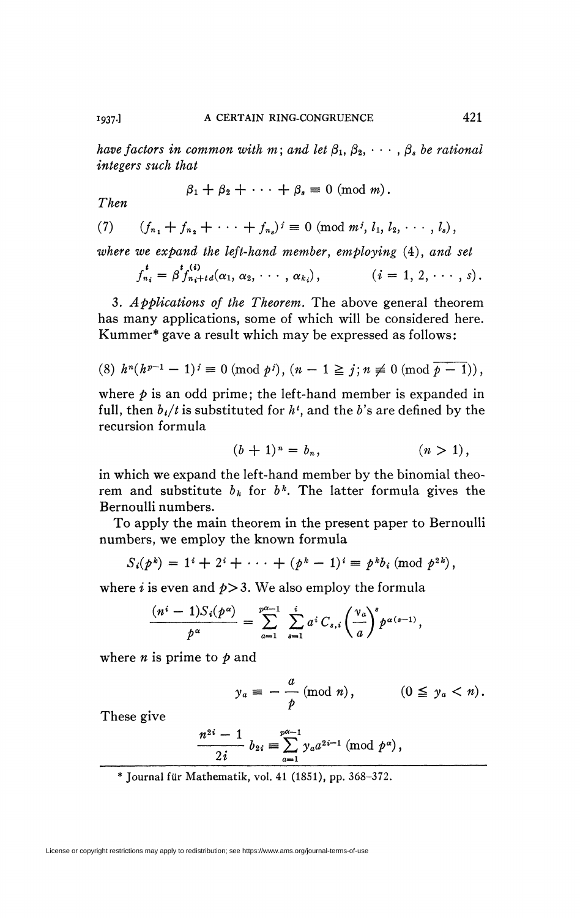*have factors in common with m; and let $\beta_1, \beta_2, \cdots, \beta_s$ be rational integers such that*

$$\beta_1 + \beta_2 + \cdots + \beta_s \equiv 0 \pmod{m}.$$

*Then*

$$(7) \qquad (f_{n_1} + f_{n_2} + \cdots + f_{n_s})^j \equiv 0 \pmod{m^j, l_1, l_2, \cdots, l_s},$$

*where we expand the left-hand member, employing* (4), *and set*

$$f_{n_i}^t = \beta^t f_{n_i+td}^{(i)}(\alpha_1, \alpha_2, \cdots, \alpha_{k_i}), \qquad (i = 1, 2, \cdots, s).$$

3. *Applications of the Theorem.* The above general theorem has many applications, some of which will be considered here. Kummer* gave a result which may be expressed as follows:

$$(8) \; h^n(h^{p-1} - 1)^j \equiv 0 \pmod{p^j}, \; (n - 1 \geqq j; n \not\equiv 0 \pmod{\overline{p-1}}),$$

where $p$ is an odd prime; the left-hand member is expanded in full, then $b_t/t$ is substituted for $h^t$, and the $b$'s are defined by the recursion formula

$$(b + 1)^n = b_n, \qquad (n > 1),$$

in which we expand the left-hand member by the binomial theorem and substitute $b_k$ for $b^k$. The latter formula gives the Bernoulli numbers.

To apply the main theorem in the present paper to Bernoulli numbers, we employ the known formula

$$S_i(p^k) = 1^i + 2^i + \cdots + (p^k - 1)^i \equiv p^k b_i \pmod{p^{2k}},$$

where $i$ is even and $p > 3$. We also employ the formula

$$\frac{(n^i - 1)S_i(p^\alpha)}{p^\alpha} = \sum_{a=1}^{p^\alpha - 1} \sum_{s=1}^{i} a^i C_{s,i} \left(\frac{y_a}{a}\right)^s p^{\alpha(s-1)},$$

where $n$ is prime to $p$ and

$$y_a \equiv -\frac{a}{p} \pmod{n}, \qquad (0 \leqq y_a < n).$$

These give

$$\frac{n^{2i} - 1}{2i} b_{2i} \equiv \sum_{a=1}^{p^\alpha - 1} y_a a^{2i-1} \pmod{p^\alpha},$$

\* Journal für Mathematik, vol. 41 (1851), pp. 368–372.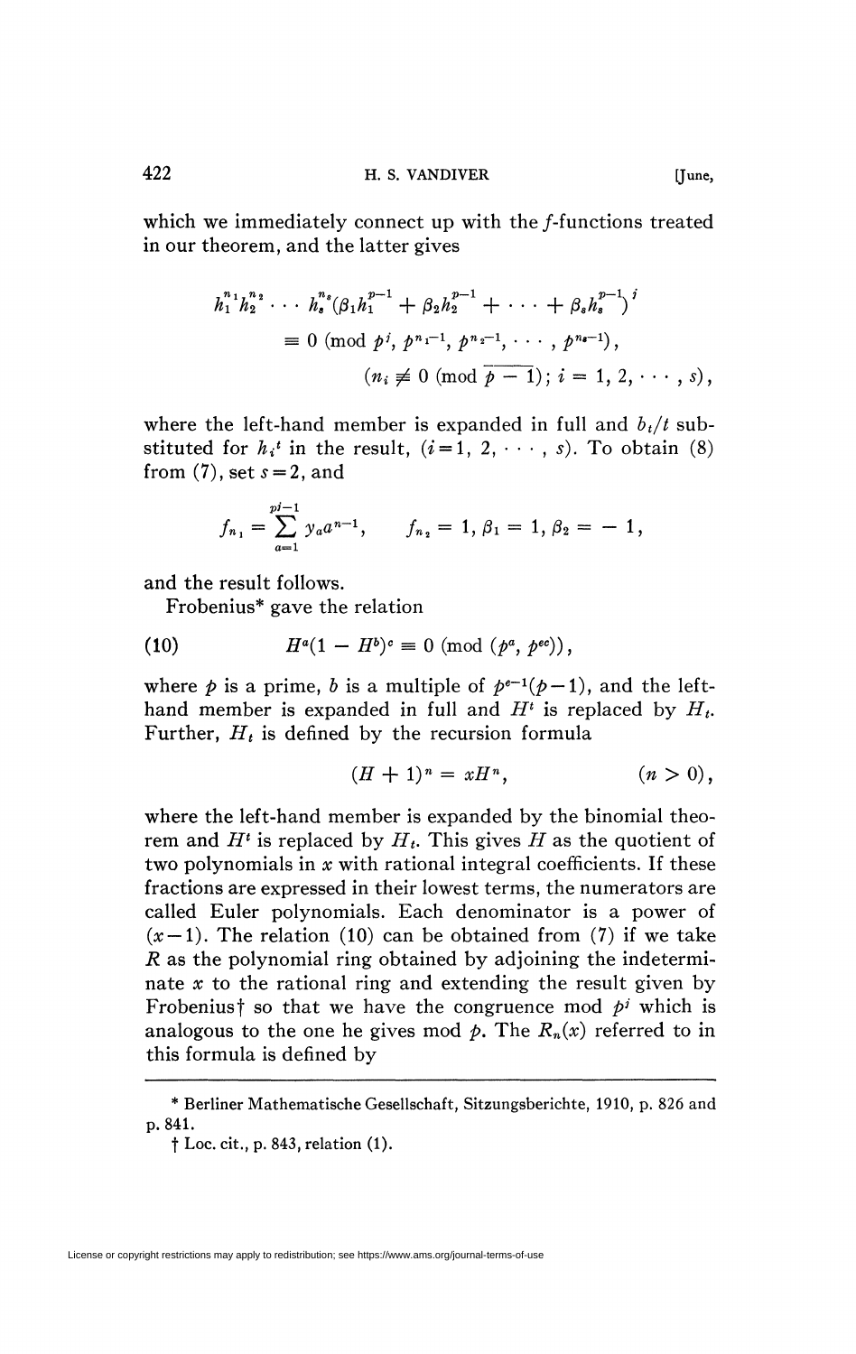which we immediately connect up with the $f$-functions treated in our theorem, and the latter gives

$$
\begin{aligned}
h_1^{n_1} h_2^{n_2} \cdots h_s^{n_s} (\beta_1 h_1^{p-1} + \beta_2 h_2^{p-1} + \cdots + \beta_s h_s^{p-1})^j \\
\equiv 0 \pmod{p^j, p^{n_1-1}, p^{n_2-1}, \cdots, p^{n_s-1}}, \\
(n_i \not\equiv 0 \pmod{\overline{p-1}};\ i = 1, 2, \cdots, s),
\end{aligned}
$$

where the left-hand member is expanded in full and $b_t/t$ substituted for $h_i^t$ in the result, $(i=1, 2, \cdots, s)$. To obtain (8) from (7), set $s=2$, and

$$
f_{n_1} = \sum_{a=1}^{pj-1} y_a a^{n-1}, \qquad f_{n_2} = 1, \beta_1 = 1, \beta_2 = -1,
$$

and the result follows.

Frobenius* gave the relation

$$
H^a(1 - H^b)^c \equiv 0 \pmod{(p^a, p^{ec})}, \tag{10}
$$

where $p$ is a prime, $b$ is a multiple of $p^{e-1}(p-1)$, and the left-hand member is expanded in full and $H^t$ is replaced by $H_t$. Further, $H_t$ is defined by the recursion formula

$$
(H + 1)^n = xH^n, \qquad (n > 0),
$$

where the left-hand member is expanded by the binomial theorem and $H^t$ is replaced by $H_t$. This gives $H$ as the quotient of two polynomials in $x$ with rational integral coefficients. If these fractions are expressed in their lowest terms, the numerators are called Euler polynomials. Each denominator is a power of $(x-1)$. The relation (10) can be obtained from (7) if we take $R$ as the polynomial ring obtained by adjoining the indeterminate $x$ to the rational ring and extending the result given by Frobenius† so that we have the congruence mod $p^j$ which is analogous to the one he gives mod $p$. The $R_n(x)$ referred to in this formula is defined by

---

* Berliner Mathematische Gesellschaft, Sitzungsberichte, 1910, p. 826 and p. 841.

† Loc. cit., p. 843, relation (1).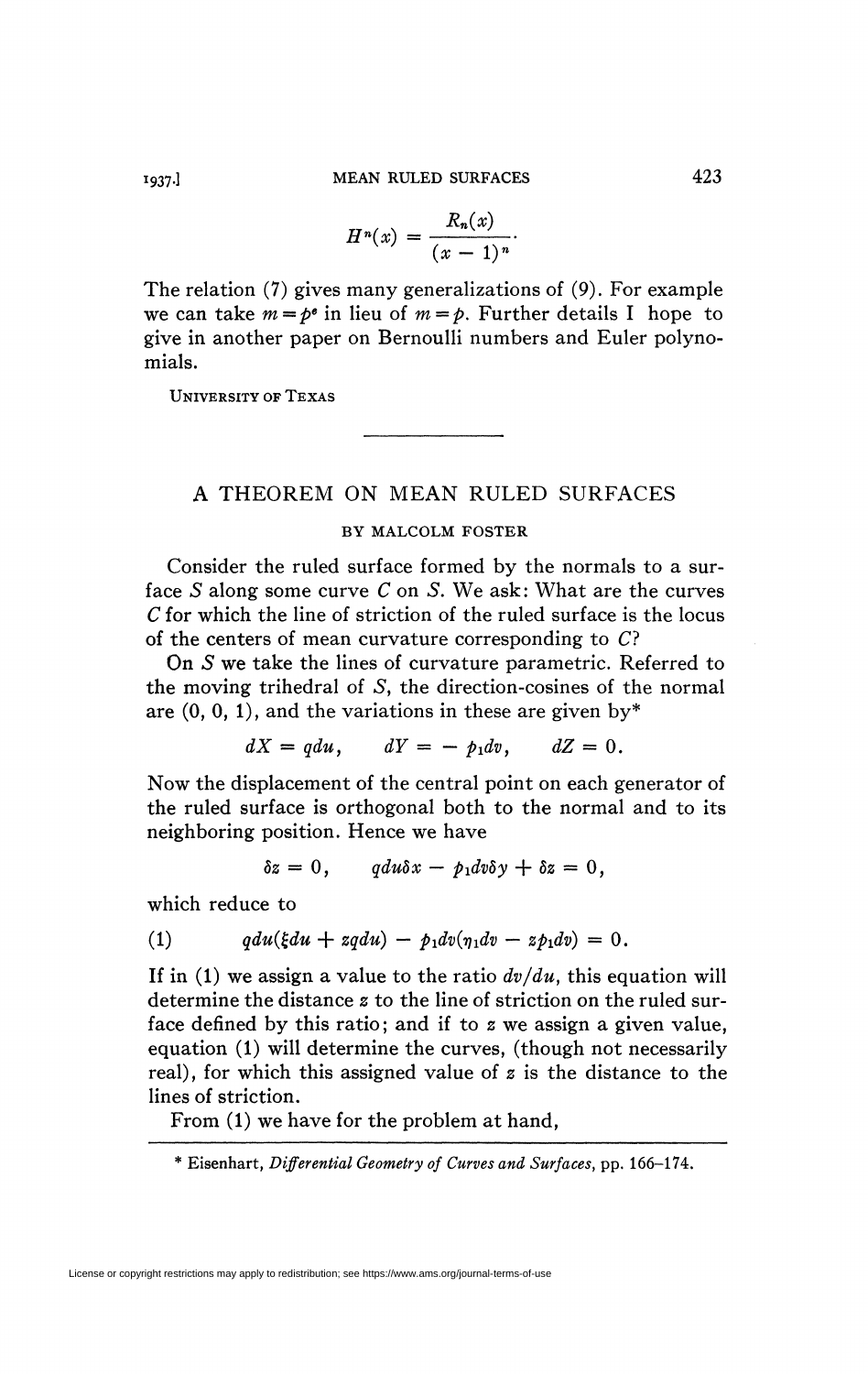$$H^n(x) = \frac{R_n(x)}{(x-1)^n}.$$

The relation (7) gives many generalizations of (9). For example we can take $m = p^e$ in lieu of $m = p$. Further details I hope to give in another paper on Bernoulli numbers and Euler polynomials.

UNIVERSITY OF TEXAS

---

# A THEOREM ON MEAN RULED SURFACES

BY MALCOLM FOSTER

Consider the ruled surface formed by the normals to a surface $S$ along some curve $C$ on $S$. We ask: What are the curves $C$ for which the line of striction of the ruled surface is the locus of the centers of mean curvature corresponding to $C$?

On $S$ we take the lines of curvature parametric. Referred to the moving trihedral of $S$, the direction-cosines of the normal are $(0, 0, 1)$, and the variations in these are given by*

$$dX = qdu, \qquad dY = -p_1dv, \qquad dZ = 0.$$

Now the displacement of the central point on each generator of the ruled surface is orthogonal both to the normal and to its neighboring position. Hence we have

$$\delta z = 0, \qquad qdu\delta x - p_1dv\delta y + \delta z = 0,$$

which reduce to

$$(1) \qquad qdu(\xi du + zqdu) - p_1dv(\eta_1dv - zp_1dv) = 0.$$

If in (1) we assign a value to the ratio $dv/du$, this equation will determine the distance $z$ to the line of striction on the ruled surface defined by this ratio; and if to $z$ we assign a given value, equation (1) will determine the curves, (though not necessarily real), for which this assigned value of $z$ is the distance to the lines of striction.

From (1) we have for the problem at hand,

---

* Eisenhart, *Differential Geometry of Curves and Surfaces*, pp. 166–174.